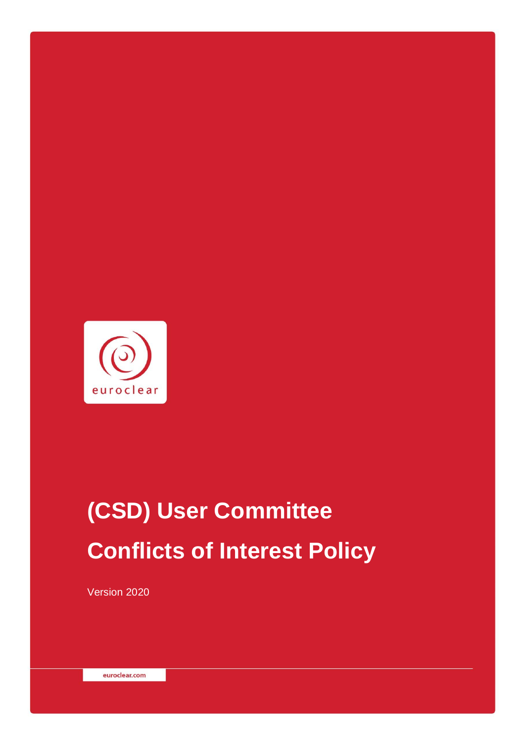euroclear

# (CSD) User Committee Conflicts of Interest Policy

Version 2020

euroclear.com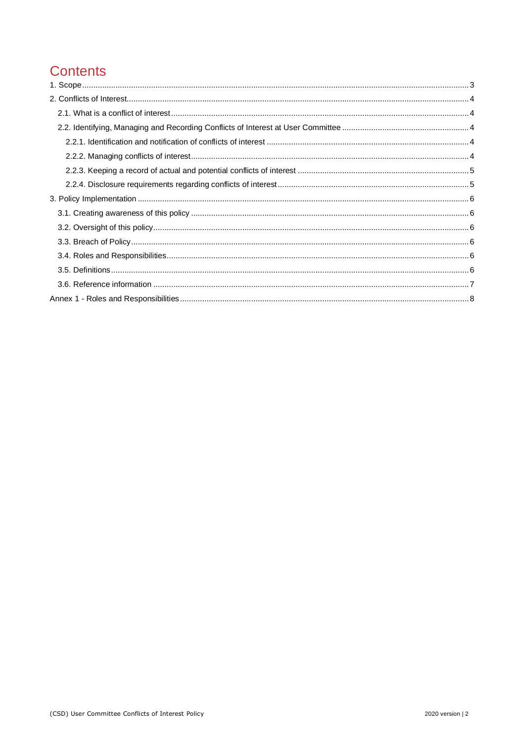# Contents

1. Scope ........ 3
2. Conflicts of Interest ........ 4
   - 2.1. What is a conflict of interest ........ 4
   - 2.2. Identifying, Managing and Recording Conflicts of Interest at User Committee ........ 4
     - 2.2.1. Identification and notification of conflicts of interest ........ 4
     - 2.2.2. Managing conflicts of interest ........ 4
     - 2.2.3. Keeping a record of actual and potential conflicts of interest ........ 5
     - 2.2.4. Disclosure requirements regarding conflicts of interest ........ 5
3. Policy Implementation ........ 6
   - 3.1. Creating awareness of this policy ........ 6
   - 3.2. Oversight of this policy ........ 6
   - 3.3. Breach of Policy ........ 6
   - 3.4. Roles and Responsibilities ........ 6
   - 3.5. Definitions ........ 6
   - 3.6. Reference information ........ 7

Annex 1 - Roles and Responsibilities ........ 8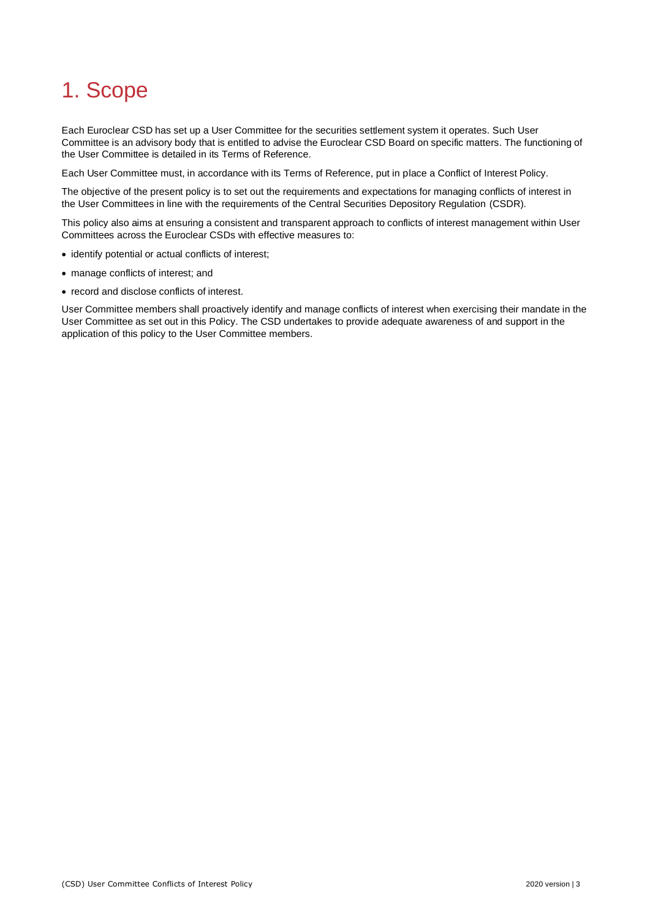# 1. Scope

Each Euroclear CSD has set up a User Committee for the securities settlement system it operates. Such User Committee is an advisory body that is entitled to advise the Euroclear CSD Board on specific matters. The functioning of the User Committee is detailed in its Terms of Reference.

Each User Committee must, in accordance with its Terms of Reference, put in place a Conflict of Interest Policy.

The objective of the present policy is to set out the requirements and expectations for managing conflicts of interest in the User Committees in line with the requirements of the Central Securities Depository Regulation (CSDR).

This policy also aims at ensuring a consistent and transparent approach to conflicts of interest management within User Committees across the Euroclear CSDs with effective measures to:

- identify potential or actual conflicts of interest;
- manage conflicts of interest; and
- record and disclose conflicts of interest.

User Committee members shall proactively identify and manage conflicts of interest when exercising their mandate in the User Committee as set out in this Policy. The CSD undertakes to provide adequate awareness of and support in the application of this policy to the User Committee members.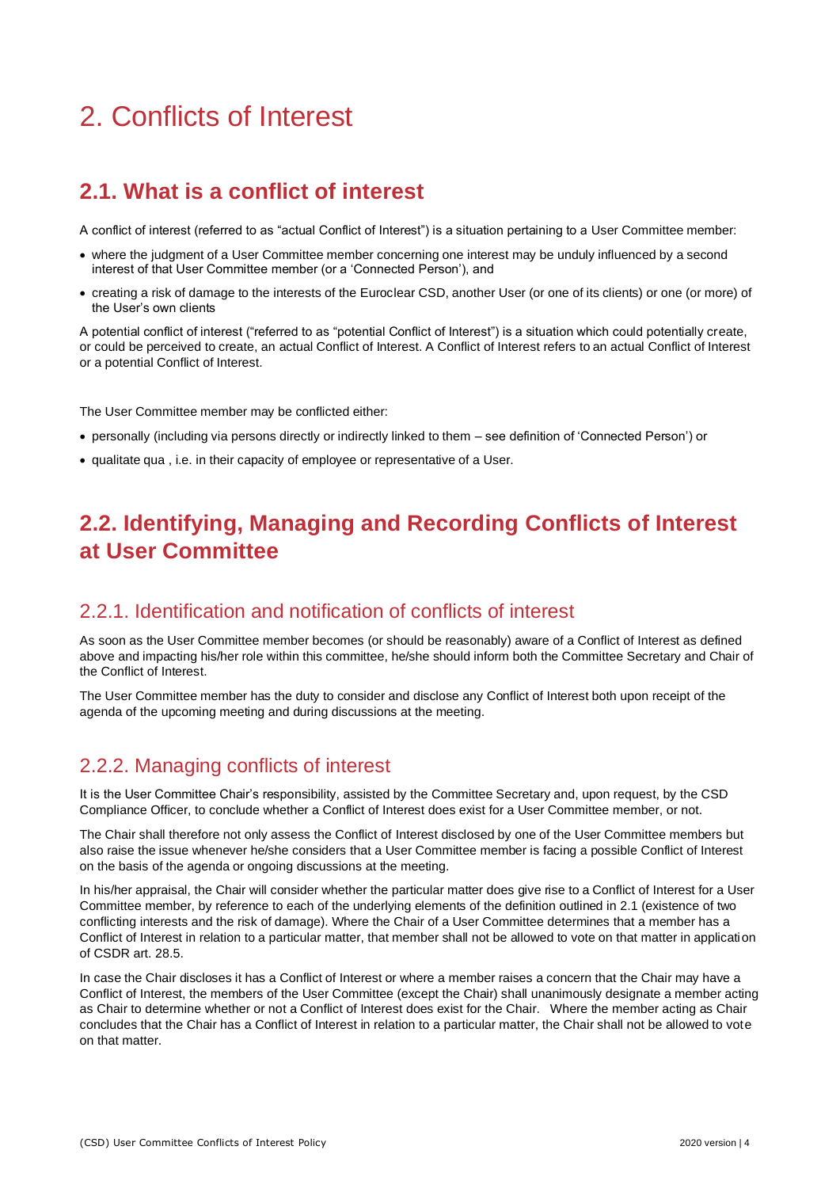# 2. Conflicts of Interest

## 2.1. What is a conflict of interest

A conflict of interest (referred to as "actual Conflict of Interest") is a situation pertaining to a User Committee member:

- where the judgment of a User Committee member concerning one interest may be unduly influenced by a second interest of that User Committee member (or a 'Connected Person'), and
- creating a risk of damage to the interests of the Euroclear CSD, another User (or one of its clients) or one (or more) of the User's own clients

A potential conflict of interest ("referred to as "potential Conflict of Interest") is a situation which could potentially create, or could be perceived to create, an actual Conflict of Interest. A Conflict of Interest refers to an actual Conflict of Interest or a potential Conflict of Interest.

The User Committee member may be conflicted either:

- personally (including via persons directly or indirectly linked to them – see definition of 'Connected Person') or
- qualitate qua , i.e. in their capacity of employee or representative of a User.

## 2.2. Identifying, Managing and Recording Conflicts of Interest at User Committee

### 2.2.1. Identification and notification of conflicts of interest

As soon as the User Committee member becomes (or should be reasonably) aware of a Conflict of Interest as defined above and impacting his/her role within this committee, he/she should inform both the Committee Secretary and Chair of the Conflict of Interest.

The User Committee member has the duty to consider and disclose any Conflict of Interest both upon receipt of the agenda of the upcoming meeting and during discussions at the meeting.

### 2.2.2. Managing conflicts of interest

It is the User Committee Chair's responsibility, assisted by the Committee Secretary and, upon request, by the CSD Compliance Officer, to conclude whether a Conflict of Interest does exist for a User Committee member, or not.

The Chair shall therefore not only assess the Conflict of Interest disclosed by one of the User Committee members but also raise the issue whenever he/she considers that a User Committee member is facing a possible Conflict of Interest on the basis of the agenda or ongoing discussions at the meeting.

In his/her appraisal, the Chair will consider whether the particular matter does give rise to a Conflict of Interest for a User Committee member, by reference to each of the underlying elements of the definition outlined in 2.1 (existence of two conflicting interests and the risk of damage). Where the Chair of a User Committee determines that a member has a Conflict of Interest in relation to a particular matter, that member shall not be allowed to vote on that matter in application of CSDR art. 28.5.

In case the Chair discloses it has a Conflict of Interest or where a member raises a concern that the Chair may have a Conflict of Interest, the members of the User Committee (except the Chair) shall unanimously designate a member acting as Chair to determine whether or not a Conflict of Interest does exist for the Chair. Where the member acting as Chair concludes that the Chair has a Conflict of Interest in relation to a particular matter, the Chair shall not be allowed to vote on that matter.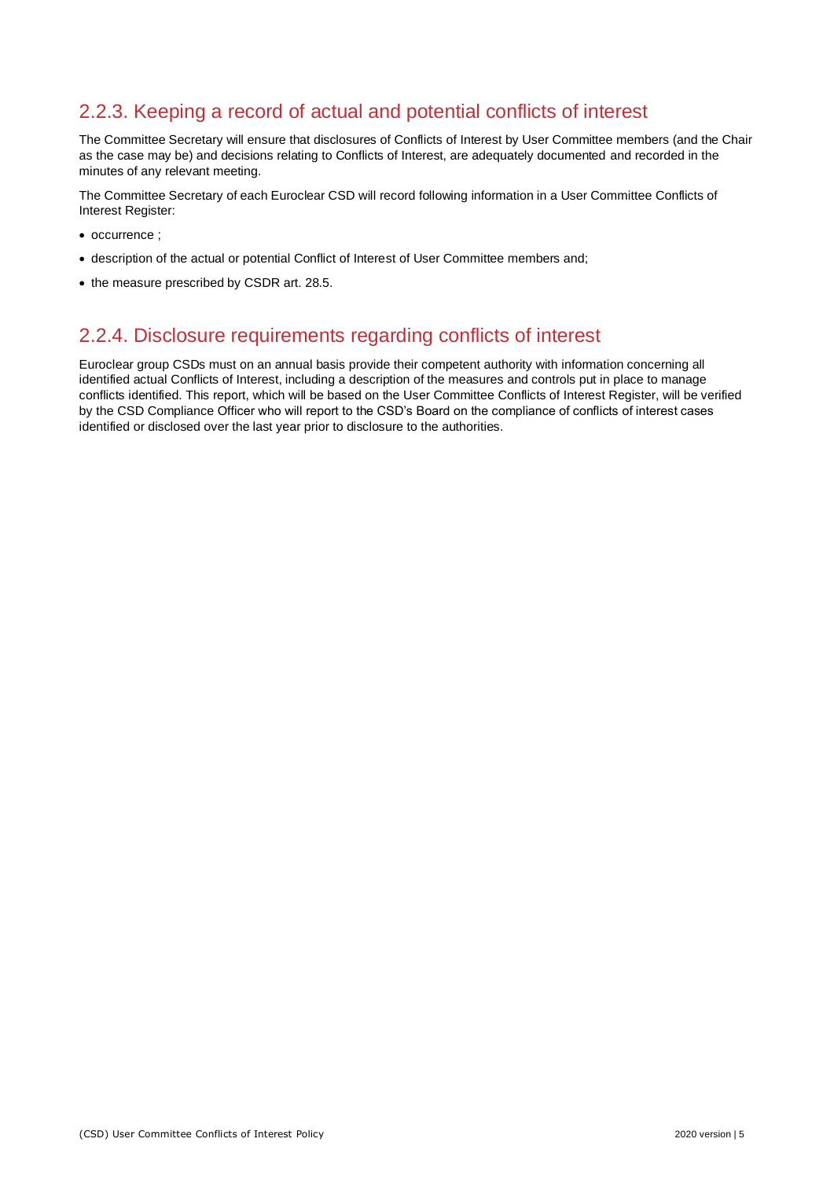### 2.2.3. Keeping a record of actual and potential conflicts of interest

The Committee Secretary will ensure that disclosures of Conflicts of Interest by User Committee members (and the Chair as the case may be) and decisions relating to Conflicts of Interest, are adequately documented and recorded in the minutes of any relevant meeting.

The Committee Secretary of each Euroclear CSD will record following information in a User Committee Conflicts of Interest Register:

- occurrence ;
- description of the actual or potential Conflict of Interest of User Committee members and;
- the measure prescribed by CSDR art. 28.5.

### 2.2.4. Disclosure requirements regarding conflicts of interest

Euroclear group CSDs must on an annual basis provide their competent authority with information concerning all identified actual Conflicts of Interest, including a description of the measures and controls put in place to manage conflicts identified. This report, which will be based on the User Committee Conflicts of Interest Register, will be verified by the CSD Compliance Officer who will report to the CSD's Board on the compliance of conflicts of interest cases identified or disclosed over the last year prior to disclosure to the authorities.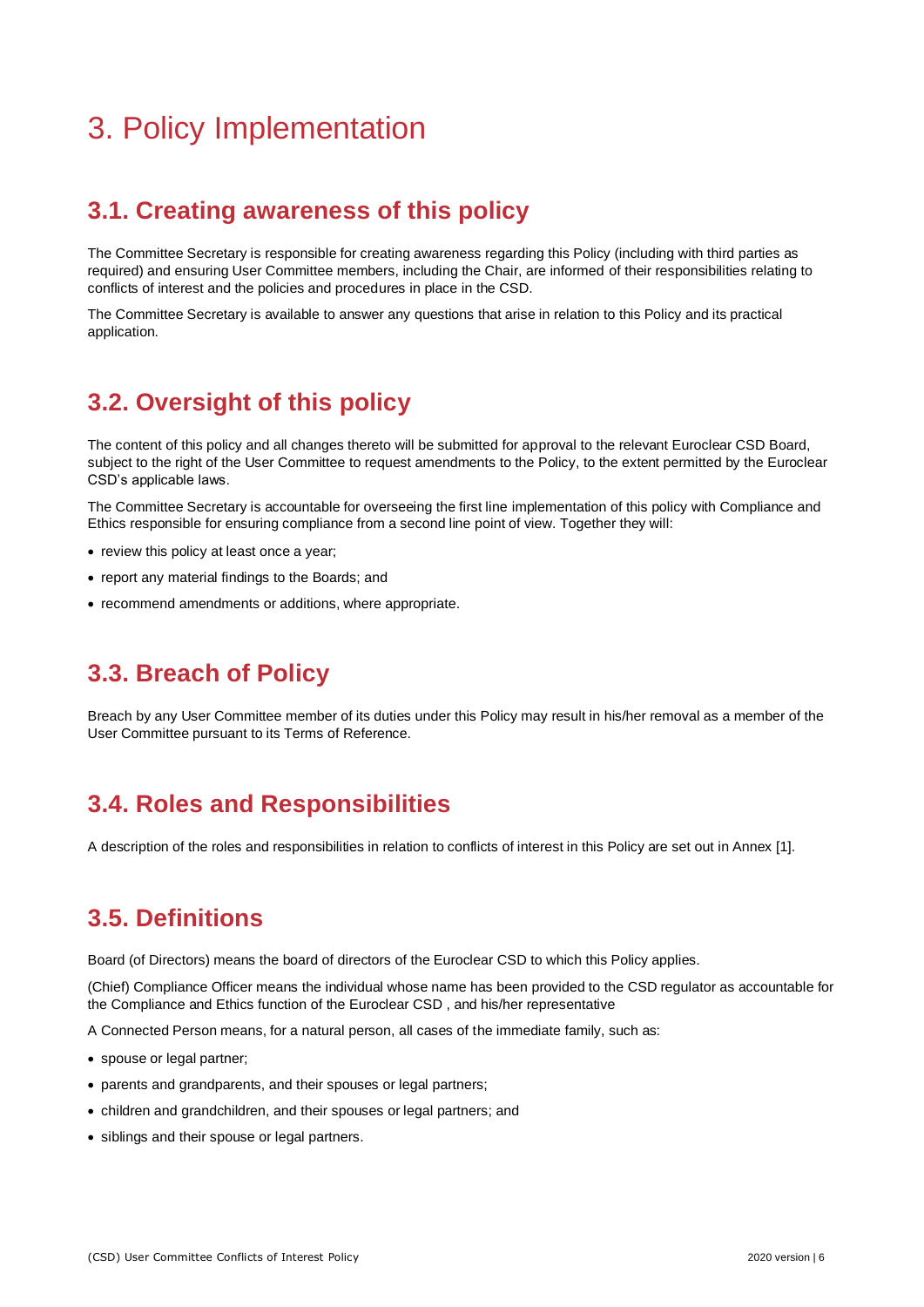# 3. Policy Implementation

## 3.1. Creating awareness of this policy

The Committee Secretary is responsible for creating awareness regarding this Policy (including with third parties as required) and ensuring User Committee members, including the Chair, are informed of their responsibilities relating to conflicts of interest and the policies and procedures in place in the CSD.

The Committee Secretary is available to answer any questions that arise in relation to this Policy and its practical application.

## 3.2. Oversight of this policy

The content of this policy and all changes thereto will be submitted for approval to the relevant Euroclear CSD Board, subject to the right of the User Committee to request amendments to the Policy, to the extent permitted by the Euroclear CSD's applicable laws.

The Committee Secretary is accountable for overseeing the first line implementation of this policy with Compliance and Ethics responsible for ensuring compliance from a second line point of view. Together they will:

- review this policy at least once a year;
- report any material findings to the Boards; and
- recommend amendments or additions, where appropriate.

## 3.3. Breach of Policy

Breach by any User Committee member of its duties under this Policy may result in his/her removal as a member of the User Committee pursuant to its Terms of Reference.

## 3.4. Roles and Responsibilities

A description of the roles and responsibilities in relation to conflicts of interest in this Policy are set out in Annex [1].

## 3.5. Definitions

Board (of Directors) means the board of directors of the Euroclear CSD to which this Policy applies.

(Chief) Compliance Officer means the individual whose name has been provided to the CSD regulator as accountable for the Compliance and Ethics function of the Euroclear CSD , and his/her representative

A Connected Person means, for a natural person, all cases of the immediate family, such as:

- spouse or legal partner;
- parents and grandparents, and their spouses or legal partners;
- children and grandchildren, and their spouses or legal partners; and
- siblings and their spouse or legal partners.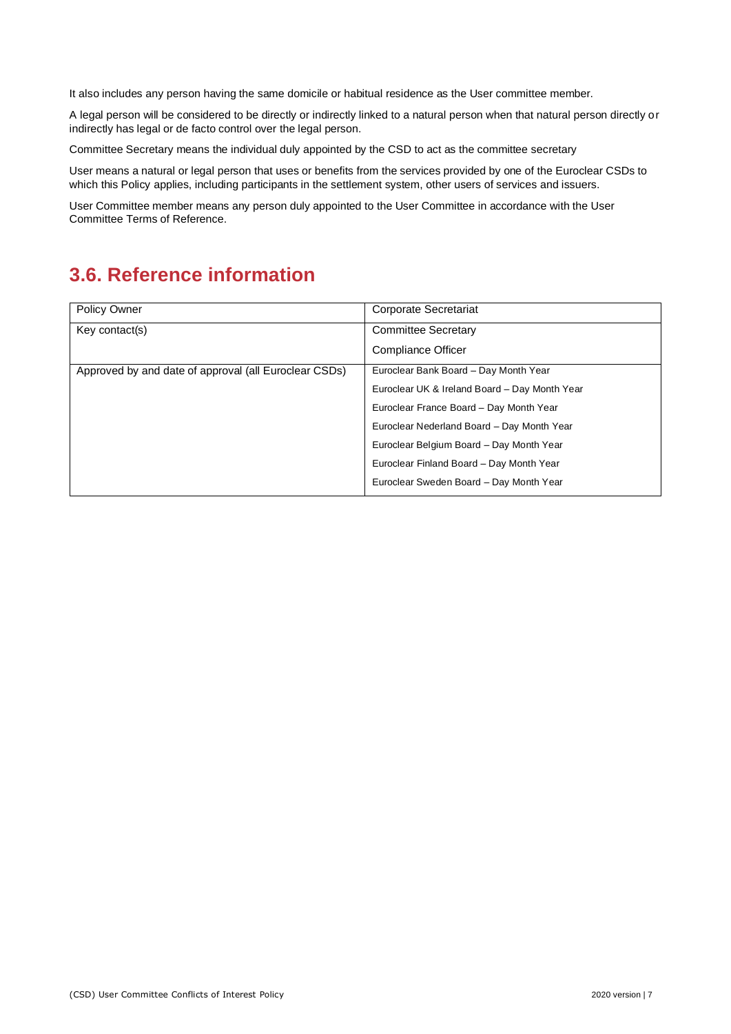It also includes any person having the same domicile or habitual residence as the User committee member.

A legal person will be considered to be directly or indirectly linked to a natural person when that natural person directly or indirectly has legal or de facto control over the legal person.

Committee Secretary means the individual duly appointed by the CSD to act as the committee secretary

User means a natural or legal person that uses or benefits from the services provided by one of the Euroclear CSDs to which this Policy applies, including participants in the settlement system, other users of services and issuers.

User Committee member means any person duly appointed to the User Committee in accordance with the User Committee Terms of Reference.

## 3.6. Reference information

| Policy Owner | Corporate Secretariat |
|---|---|
| Key contact(s) | Committee Secretary<br>Compliance Officer |
| Approved by and date of approval (all Euroclear CSDs) | Euroclear Bank Board – Day Month Year<br>Euroclear UK & Ireland Board – Day Month Year<br>Euroclear France Board – Day Month Year<br>Euroclear Nederland Board – Day Month Year<br>Euroclear Belgium Board – Day Month Year<br>Euroclear Finland Board – Day Month Year<br>Euroclear Sweden Board – Day Month Year |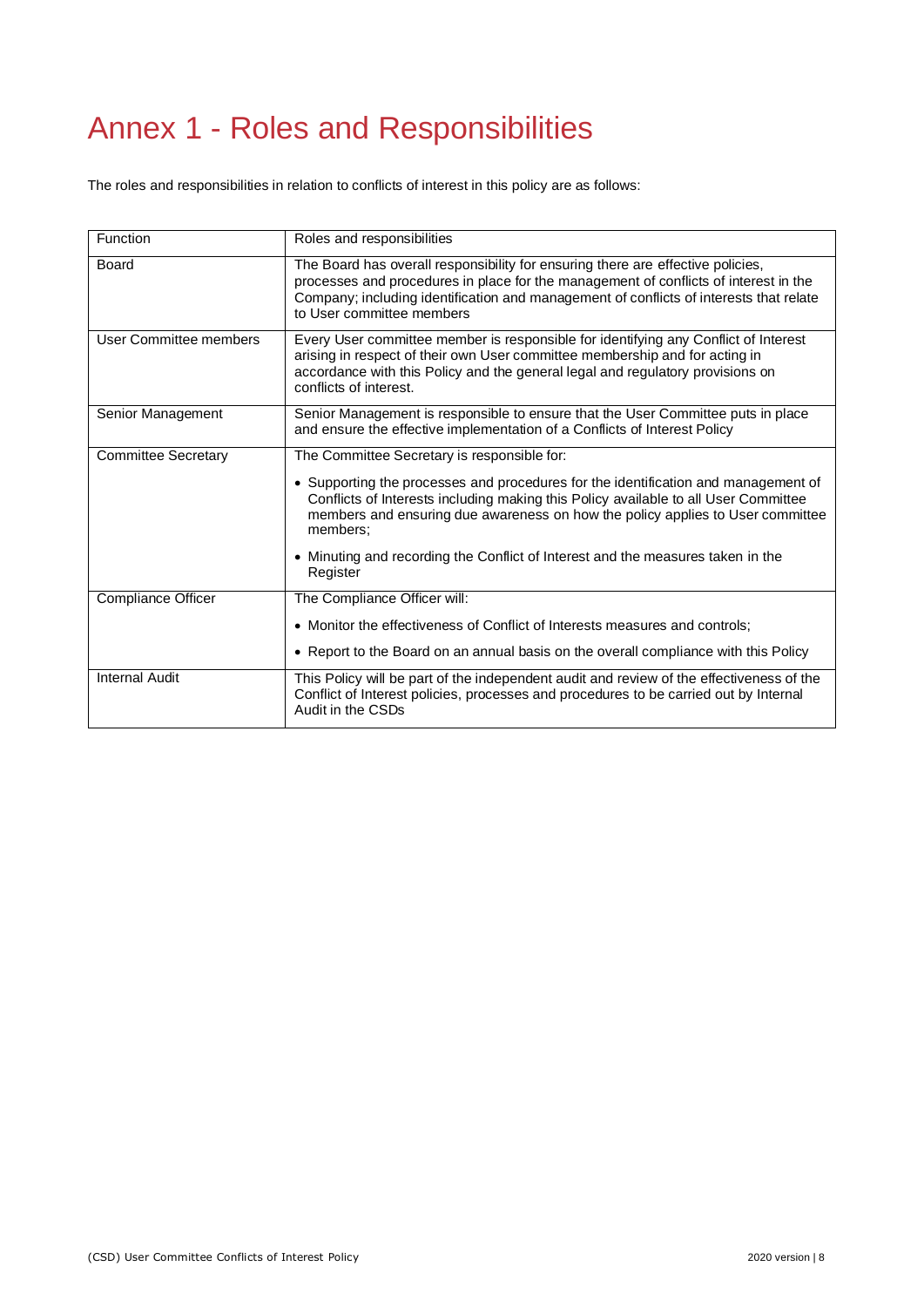# Annex 1 - Roles and Responsibilities

The roles and responsibilities in relation to conflicts of interest in this policy are as follows:

| Function | Roles and responsibilities |
|---|---|
| Board | The Board has overall responsibility for ensuring there are effective policies, processes and procedures in place for the management of conflicts of interest in the Company; including identification and management of conflicts of interests that relate to User committee members |
| User Committee members | Every User committee member is responsible for identifying any Conflict of Interest arising in respect of their own User committee membership and for acting in accordance with this Policy and the general legal and regulatory provisions on conflicts of interest. |
| Senior Management | Senior Management is responsible to ensure that the User Committee puts in place and ensure the effective implementation of a Conflicts of Interest Policy |
| Committee Secretary | The Committee Secretary is responsible for:<br>• Supporting the processes and procedures for the identification and management of Conflicts of Interests including making this Policy available to all User Committee members and ensuring due awareness on how the policy applies to User committee members;<br>• Minuting and recording the Conflict of Interest and the measures taken in the Register |
| Compliance Officer | The Compliance Officer will:<br>• Monitor the effectiveness of Conflict of Interests measures and controls;<br>• Report to the Board on an annual basis on the overall compliance with this Policy |
| Internal Audit | This Policy will be part of the independent audit and review of the effectiveness of the Conflict of Interest policies, processes and procedures to be carried out by Internal Audit in the CSDs |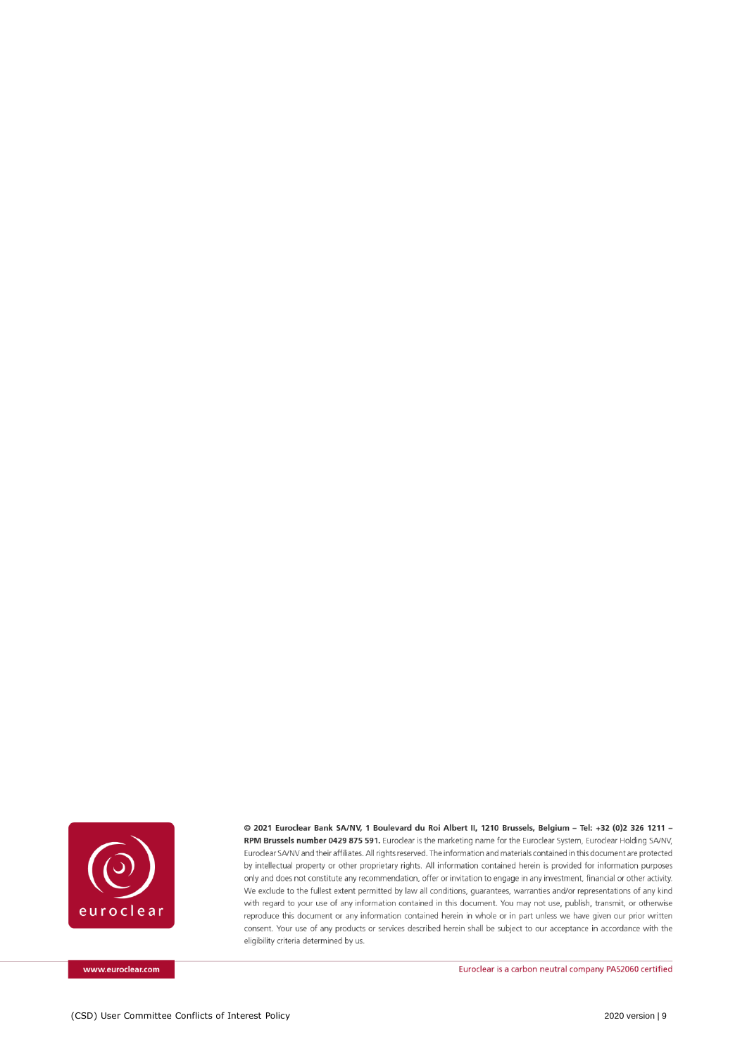**© 2021 Euroclear Bank SA/NV, 1 Boulevard du Roi Albert II, 1210 Brussels, Belgium – Tel: +32 (0)2 326 1211 – RPM Brussels number 0429 875 591.** Euroclear is the marketing name for the Euroclear System, Euroclear Holding SA/NV, Euroclear SA/NV and their affiliates. All rights reserved. The information and materials contained in this document are protected by intellectual property or other proprietary rights. All information contained herein is provided for information purposes only and does not constitute any recommendation, offer or invitation to engage in any investment, financial or other activity. We exclude to the fullest extent permitted by law all conditions, guarantees, warranties and/or representations of any kind with regard to your use of any information contained in this document. You may not use, publish, transmit, or otherwise reproduce this document or any information contained herein in whole or in part unless we have given our prior written consent. Your use of any products or services described herein shall be subject to our acceptance in accordance with the eligibility criteria determined by us.

www.euroclear.com

Euroclear is a carbon neutral company PAS2060 certified